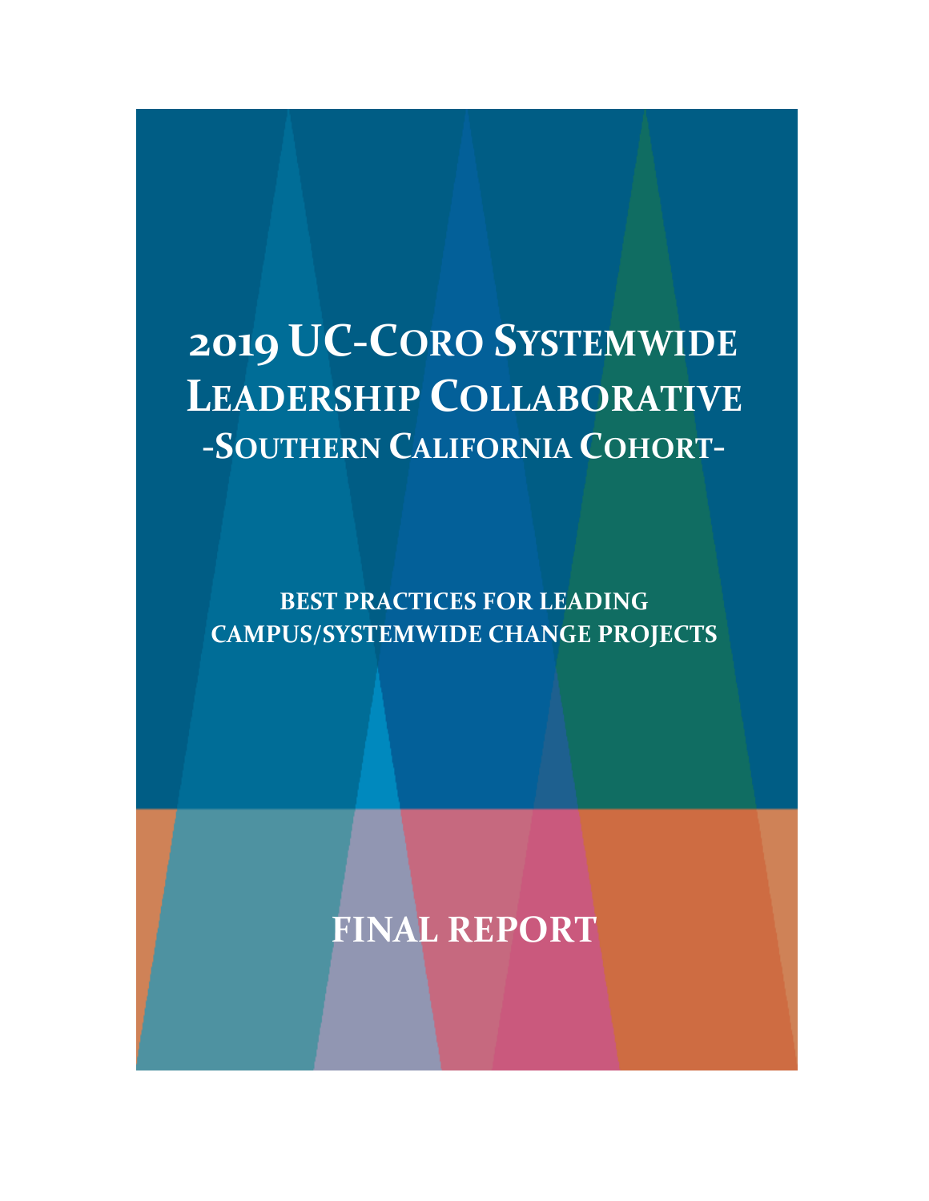# 2019 UC-Coro Systemwide Leadership Collaborative

## -Southern California Cohort-

### BEST PRACTICES FOR LEADING CAMPUS/SYSTEMWIDE CHANGE PROJECTS

## FINAL REPORT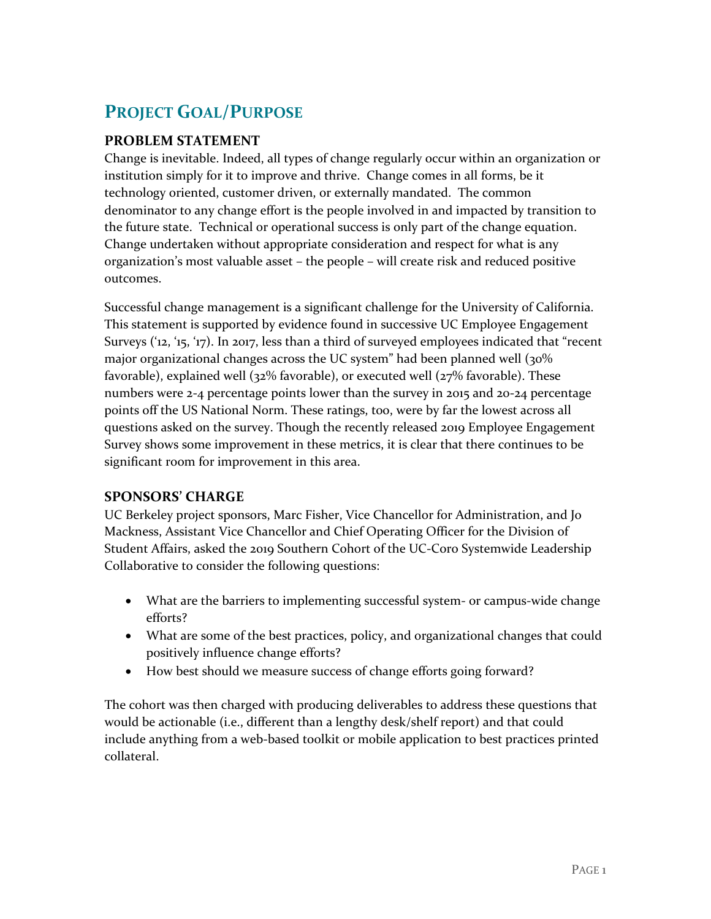# Project Goal/Purpose

## PROBLEM STATEMENT

Change is inevitable. Indeed, all types of change regularly occur within an organization or institution simply for it to improve and thrive. Change comes in all forms, be it technology oriented, customer driven, or externally mandated. The common denominator to any change effort is the people involved in and impacted by transition to the future state. Technical or operational success is only part of the change equation. Change undertaken without appropriate consideration and respect for what is any organization's most valuable asset – the people – will create risk and reduced positive outcomes.

Successful change management is a significant challenge for the University of California. This statement is supported by evidence found in successive UC Employee Engagement Surveys ('12, '15, '17). In 2017, less than a third of surveyed employees indicated that "recent major organizational changes across the UC system" had been planned well (30% favorable), explained well (32% favorable), or executed well (27% favorable). These numbers were 2-4 percentage points lower than the survey in 2015 and 20-24 percentage points off the US National Norm. These ratings, too, were by far the lowest across all questions asked on the survey. Though the recently released 2019 Employee Engagement Survey shows some improvement in these metrics, it is clear that there continues to be significant room for improvement in this area.

## SPONSORS' CHARGE

UC Berkeley project sponsors, Marc Fisher, Vice Chancellor for Administration, and Jo Mackness, Assistant Vice Chancellor and Chief Operating Officer for the Division of Student Affairs, asked the 2019 Southern Cohort of the UC-Coro Systemwide Leadership Collaborative to consider the following questions:

- What are the barriers to implementing successful system- or campus-wide change efforts?
- What are some of the best practices, policy, and organizational changes that could positively influence change efforts?
- How best should we measure success of change efforts going forward?

The cohort was then charged with producing deliverables to address these questions that would be actionable (i.e., different than a lengthy desk/shelf report) and that could include anything from a web-based toolkit or mobile application to best practices printed collateral.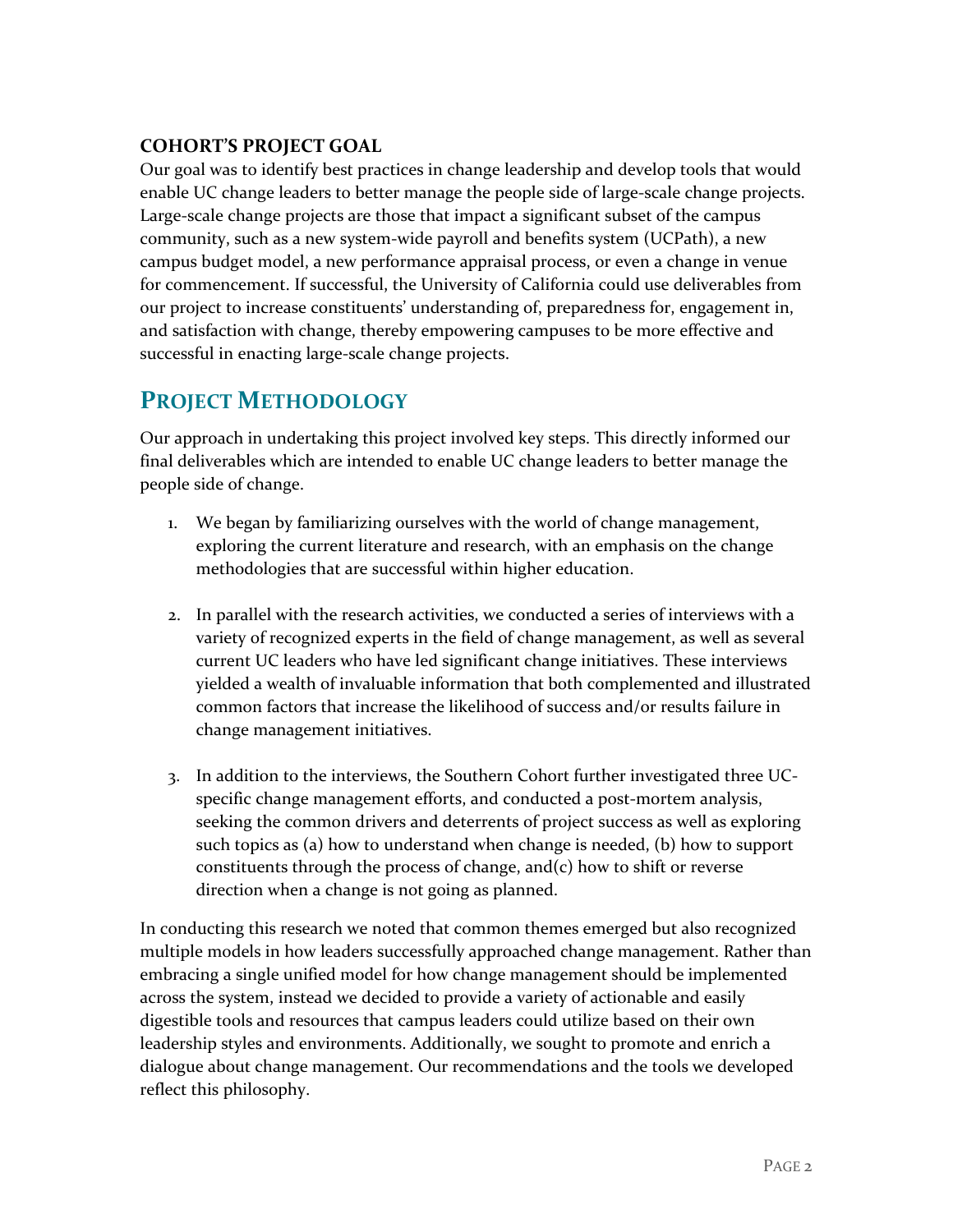### COHORT'S PROJECT GOAL

Our goal was to identify best practices in change leadership and develop tools that would enable UC change leaders to better manage the people side of large-scale change projects. Large-scale change projects are those that impact a significant subset of the campus community, such as a new system-wide payroll and benefits system (UCPath), a new campus budget model, a new performance appraisal process, or even a change in venue for commencement. If successful, the University of California could use deliverables from our project to increase constituents' understanding of, preparedness for, engagement in, and satisfaction with change, thereby empowering campuses to be more effective and successful in enacting large-scale change projects.

## PROJECT METHODOLOGY

Our approach in undertaking this project involved key steps. This directly informed our final deliverables which are intended to enable UC change leaders to better manage the people side of change.

1. We began by familiarizing ourselves with the world of change management, exploring the current literature and research, with an emphasis on the change methodologies that are successful within higher education.

2. In parallel with the research activities, we conducted a series of interviews with a variety of recognized experts in the field of change management, as well as several current UC leaders who have led significant change initiatives. These interviews yielded a wealth of invaluable information that both complemented and illustrated common factors that increase the likelihood of success and/or results failure in change management initiatives.

3. In addition to the interviews, the Southern Cohort further investigated three UC-specific change management efforts, and conducted a post-mortem analysis, seeking the common drivers and deterrents of project success as well as exploring such topics as (a) how to understand when change is needed, (b) how to support constituents through the process of change, and(c) how to shift or reverse direction when a change is not going as planned.

In conducting this research we noted that common themes emerged but also recognized multiple models in how leaders successfully approached change management. Rather than embracing a single unified model for how change management should be implemented across the system, instead we decided to provide a variety of actionable and easily digestible tools and resources that campus leaders could utilize based on their own leadership styles and environments. Additionally, we sought to promote and enrich a dialogue about change management. Our recommendations and the tools we developed reflect this philosophy.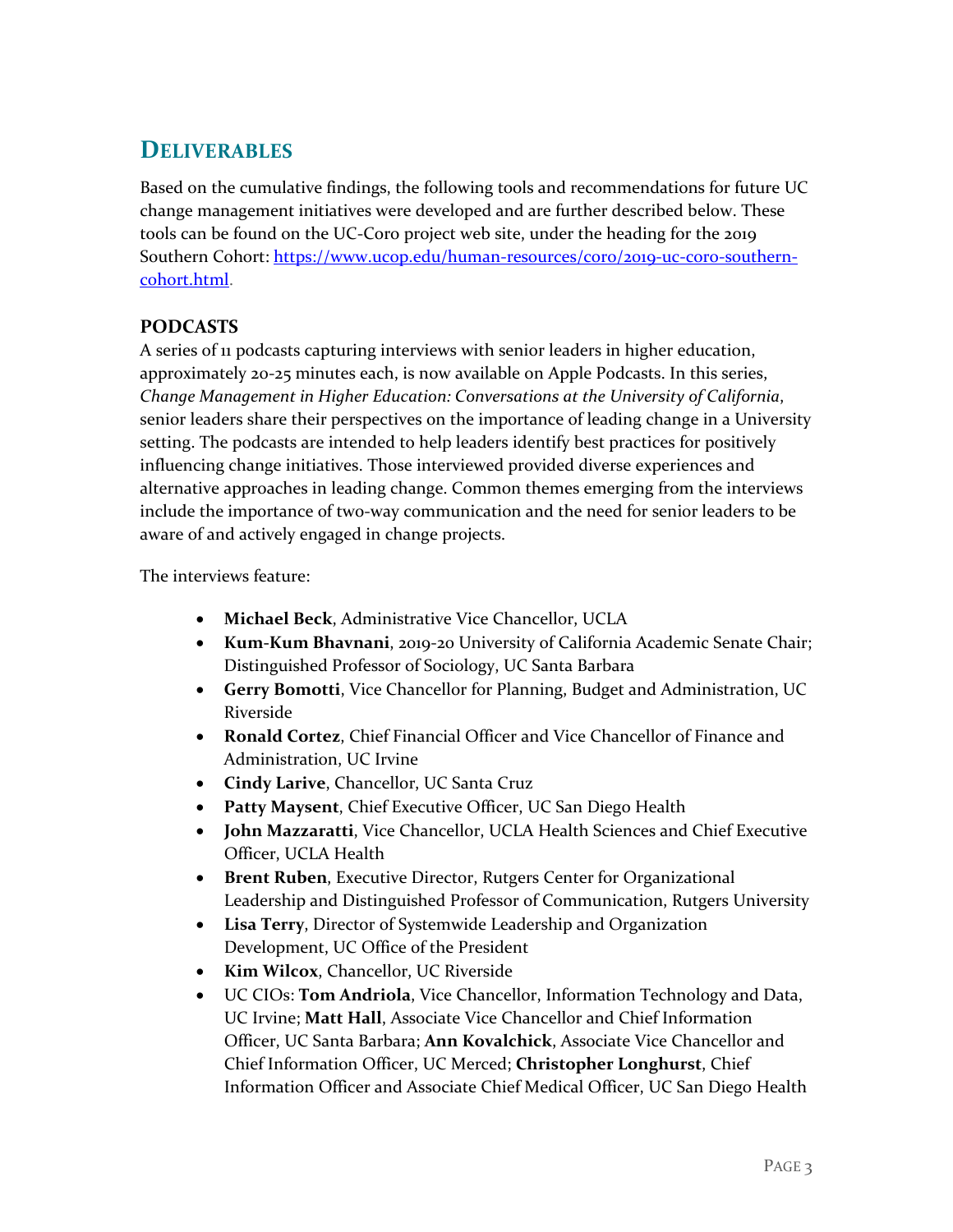## DELIVERABLES

Based on the cumulative findings, the following tools and recommendations for future UC change management initiatives were developed and are further described below. These tools can be found on the UC-Coro project web site, under the heading for the 2019 Southern Cohort: [https://www.ucop.edu/human-resources/coro/2019-uc-coro-southern-cohort.html](https://www.ucop.edu/human-resources/coro/2019-uc-coro-southern-cohort.html).

### PODCASTS

A series of 11 podcasts capturing interviews with senior leaders in higher education, approximately 20-25 minutes each, is now available on Apple Podcasts. In this series, *Change Management in Higher Education: Conversations at the University of California*, senior leaders share their perspectives on the importance of leading change in a University setting. The podcasts are intended to help leaders identify best practices for positively influencing change initiatives. Those interviewed provided diverse experiences and alternative approaches in leading change. Common themes emerging from the interviews include the importance of two-way communication and the need for senior leaders to be aware of and actively engaged in change projects.

The interviews feature:

- **Michael Beck**, Administrative Vice Chancellor, UCLA
- **Kum-Kum Bhavnani**, 2019-20 University of California Academic Senate Chair; Distinguished Professor of Sociology, UC Santa Barbara
- **Gerry Bomotti**, Vice Chancellor for Planning, Budget and Administration, UC Riverside
- **Ronald Cortez**, Chief Financial Officer and Vice Chancellor of Finance and Administration, UC Irvine
- **Cindy Larive**, Chancellor, UC Santa Cruz
- **Patty Maysent**, Chief Executive Officer, UC San Diego Health
- **John Mazzaratti**, Vice Chancellor, UCLA Health Sciences and Chief Executive Officer, UCLA Health
- **Brent Ruben**, Executive Director, Rutgers Center for Organizational Leadership and Distinguished Professor of Communication, Rutgers University
- **Lisa Terry**, Director of Systemwide Leadership and Organization Development, UC Office of the President
- **Kim Wilcox**, Chancellor, UC Riverside
- UC CIOs: **Tom Andriola**, Vice Chancellor, Information Technology and Data, UC Irvine; **Matt Hall**, Associate Vice Chancellor and Chief Information Officer, UC Santa Barbara; **Ann Kovalchick**, Associate Vice Chancellor and Chief Information Officer, UC Merced; **Christopher Longhurst**, Chief Information Officer and Associate Chief Medical Officer, UC San Diego Health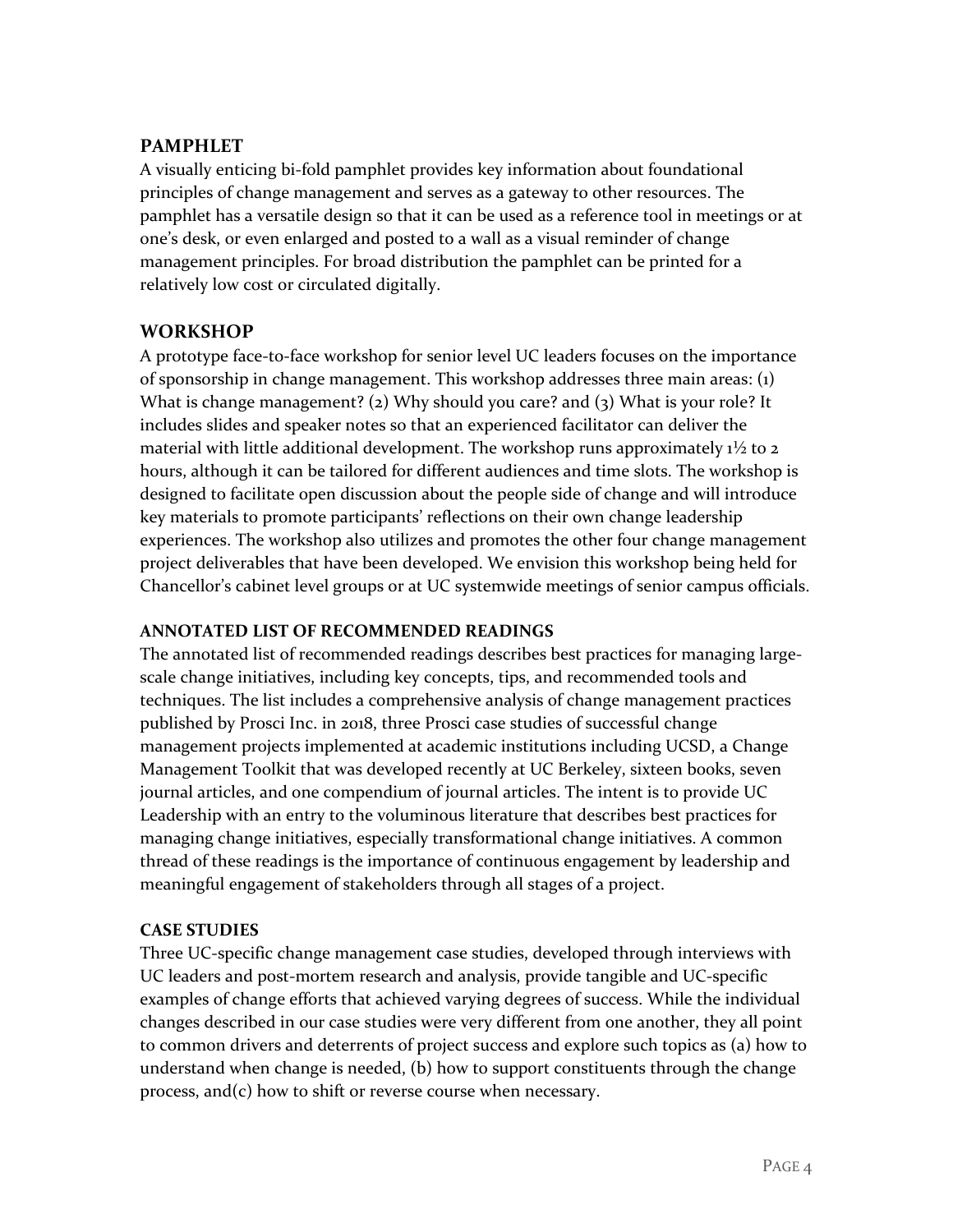## PAMPHLET

A visually enticing bi-fold pamphlet provides key information about foundational principles of change management and serves as a gateway to other resources. The pamphlet has a versatile design so that it can be used as a reference tool in meetings or at one's desk, or even enlarged and posted to a wall as a visual reminder of change management principles. For broad distribution the pamphlet can be printed for a relatively low cost or circulated digitally.

## WORKSHOP

A prototype face-to-face workshop for senior level UC leaders focuses on the importance of sponsorship in change management. This workshop addresses three main areas: (1) What is change management? (2) Why should you care? and (3) What is your role? It includes slides and speaker notes so that an experienced facilitator can deliver the material with little additional development. The workshop runs approximately 1½ to 2 hours, although it can be tailored for different audiences and time slots. The workshop is designed to facilitate open discussion about the people side of change and will introduce key materials to promote participants' reflections on their own change leadership experiences. The workshop also utilizes and promotes the other four change management project deliverables that have been developed. We envision this workshop being held for Chancellor's cabinet level groups or at UC systemwide meetings of senior campus officials.

### ANNOTATED LIST OF RECOMMENDED READINGS

The annotated list of recommended readings describes best practices for managing large-scale change initiatives, including key concepts, tips, and recommended tools and techniques. The list includes a comprehensive analysis of change management practices published by Prosci Inc. in 2018, three Prosci case studies of successful change management projects implemented at academic institutions including UCSD, a Change Management Toolkit that was developed recently at UC Berkeley, sixteen books, seven journal articles, and one compendium of journal articles. The intent is to provide UC Leadership with an entry to the voluminous literature that describes best practices for managing change initiatives, especially transformational change initiatives. A common thread of these readings is the importance of continuous engagement by leadership and meaningful engagement of stakeholders through all stages of a project.

### CASE STUDIES

Three UC-specific change management case studies, developed through interviews with UC leaders and post-mortem research and analysis, provide tangible and UC-specific examples of change efforts that achieved varying degrees of success. While the individual changes described in our case studies were very different from one another, they all point to common drivers and deterrents of project success and explore such topics as (a) how to understand when change is needed, (b) how to support constituents through the change process, and(c) how to shift or reverse course when necessary.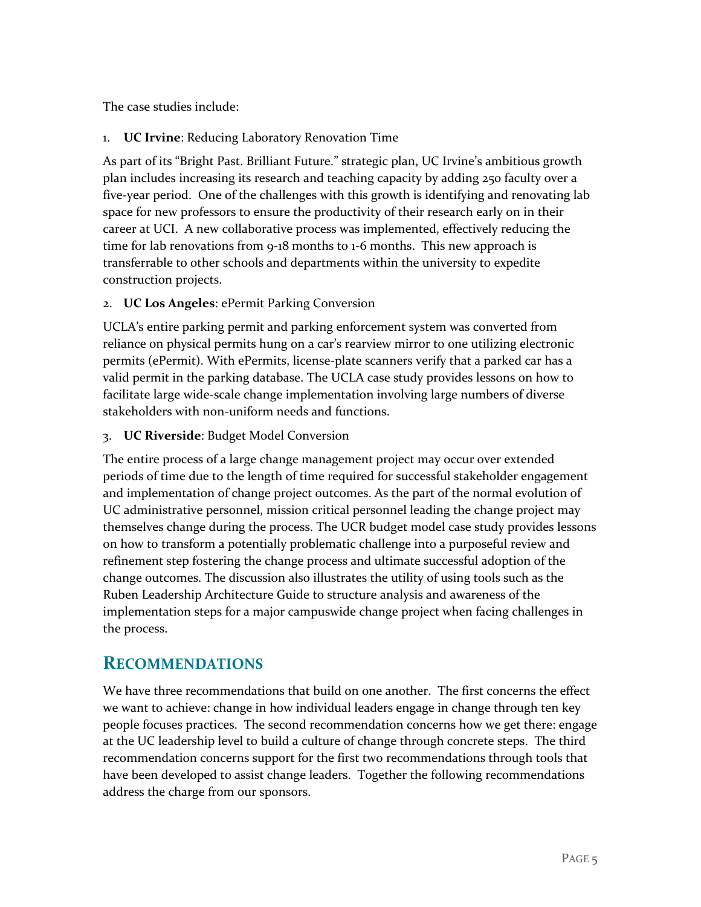The case studies include:

1. **UC Irvine**: Reducing Laboratory Renovation Time

As part of its "Bright Past. Brilliant Future." strategic plan, UC Irvine's ambitious growth plan includes increasing its research and teaching capacity by adding 250 faculty over a five-year period. One of the challenges with this growth is identifying and renovating lab space for new professors to ensure the productivity of their research early on in their career at UCI. A new collaborative process was implemented, effectively reducing the time for lab renovations from 9-18 months to 1-6 months. This new approach is transferrable to other schools and departments within the university to expedite construction projects.

2. **UC Los Angeles**: ePermit Parking Conversion

UCLA's entire parking permit and parking enforcement system was converted from reliance on physical permits hung on a car's rearview mirror to one utilizing electronic permits (ePermit). With ePermits, license-plate scanners verify that a parked car has a valid permit in the parking database. The UCLA case study provides lessons on how to facilitate large wide-scale change implementation involving large numbers of diverse stakeholders with non-uniform needs and functions.

3. **UC Riverside**: Budget Model Conversion

The entire process of a large change management project may occur over extended periods of time due to the length of time required for successful stakeholder engagement and implementation of change project outcomes. As the part of the normal evolution of UC administrative personnel, mission critical personnel leading the change project may themselves change during the process. The UCR budget model case study provides lessons on how to transform a potentially problematic challenge into a purposeful review and refinement step fostering the change process and ultimate successful adoption of the change outcomes. The discussion also illustrates the utility of using tools such as the Ruben Leadership Architecture Guide to structure analysis and awareness of the implementation steps for a major campuswide change project when facing challenges in the process.

## RECOMMENDATIONS

We have three recommendations that build on one another. The first concerns the effect we want to achieve: change in how individual leaders engage in change through ten key people focuses practices. The second recommendation concerns how we get there: engage at the UC leadership level to build a culture of change through concrete steps. The third recommendation concerns support for the first two recommendations through tools that have been developed to assist change leaders. Together the following recommendations address the charge from our sponsors.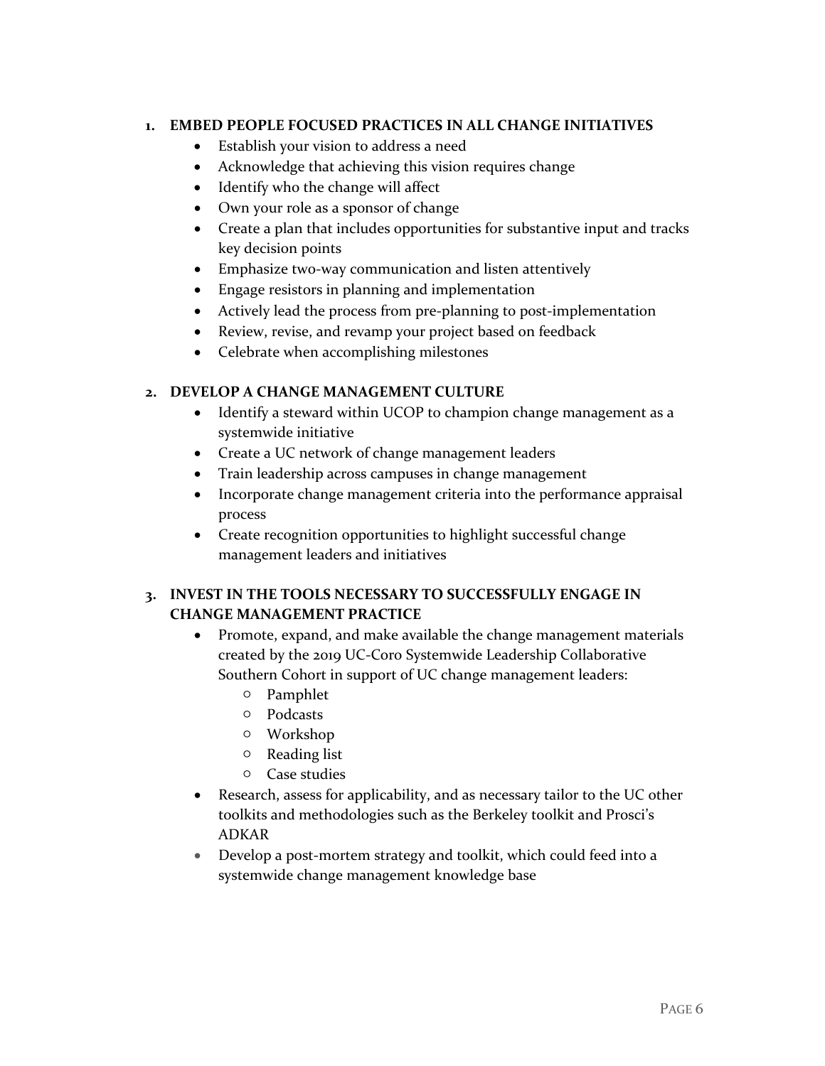1. **EMBED PEOPLE FOCUSED PRACTICES IN ALL CHANGE INITIATIVES**
   - Establish your vision to address a need
   - Acknowledge that achieving this vision requires change
   - Identify who the change will affect
   - Own your role as a sponsor of change
   - Create a plan that includes opportunities for substantive input and tracks key decision points
   - Emphasize two-way communication and listen attentively
   - Engage resistors in planning and implementation
   - Actively lead the process from pre-planning to post-implementation
   - Review, revise, and revamp your project based on feedback
   - Celebrate when accomplishing milestones

2. **DEVELOP A CHANGE MANAGEMENT CULTURE**
   - Identify a steward within UCOP to champion change management as a systemwide initiative
   - Create a UC network of change management leaders
   - Train leadership across campuses in change management
   - Incorporate change management criteria into the performance appraisal process
   - Create recognition opportunities to highlight successful change management leaders and initiatives

3. **INVEST IN THE TOOLS NECESSARY TO SUCCESSFULLY ENGAGE IN CHANGE MANAGEMENT PRACTICE**
   - Promote, expand, and make available the change management materials created by the 2019 UC-Coro Systemwide Leadership Collaborative Southern Cohort in support of UC change management leaders:
     - Pamphlet
     - Podcasts
     - Workshop
     - Reading list
     - Case studies
   - Research, assess for applicability, and as necessary tailor to the UC other toolkits and methodologies such as the Berkeley toolkit and Prosci's ADKAR
   - Develop a post-mortem strategy and toolkit, which could feed into a systemwide change management knowledge base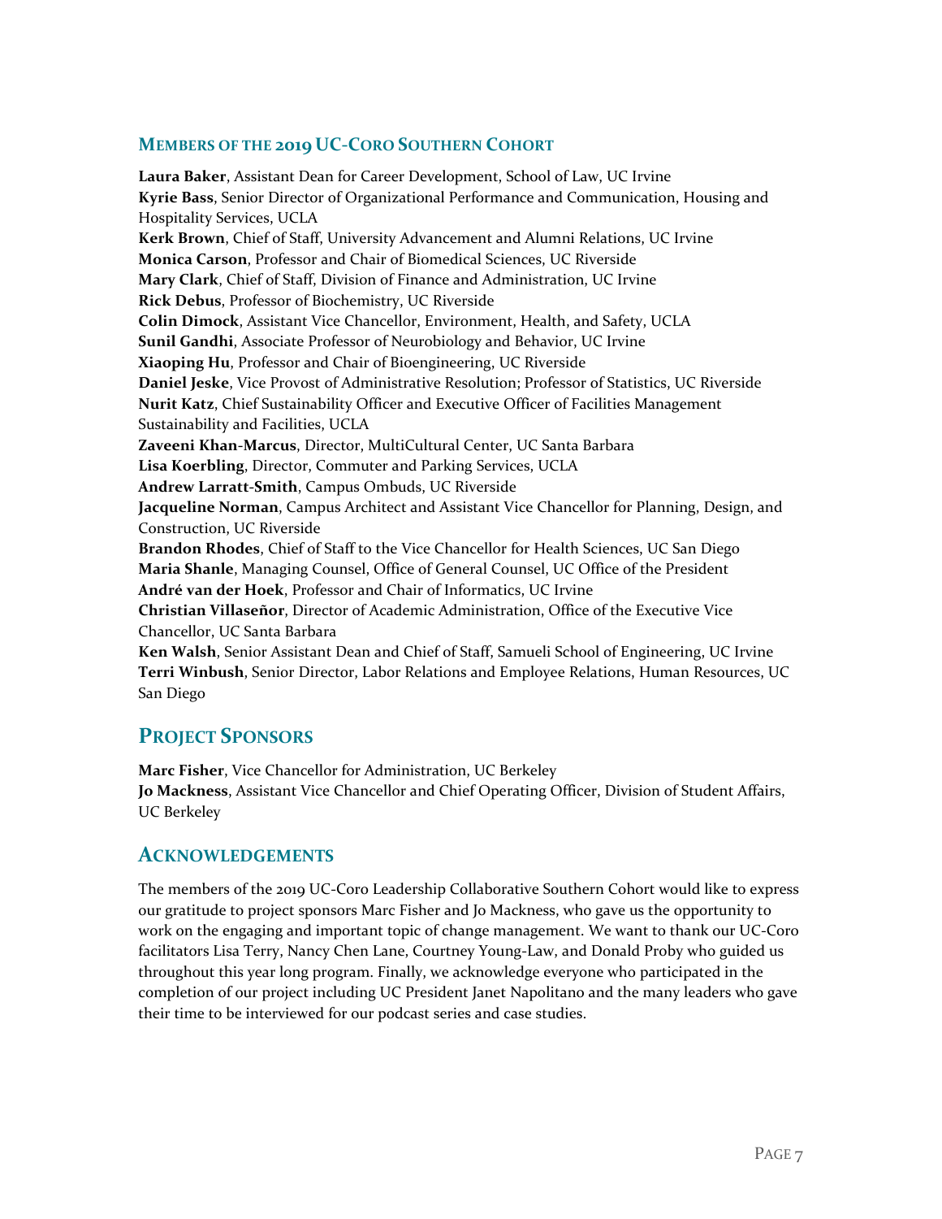### Members of the 2019 UC-Coro Southern Cohort

**Laura Baker**, Assistant Dean for Career Development, School of Law, UC Irvine
**Kyrie Bass**, Senior Director of Organizational Performance and Communication, Housing and Hospitality Services, UCLA
**Kerk Brown**, Chief of Staff, University Advancement and Alumni Relations, UC Irvine
**Monica Carson**, Professor and Chair of Biomedical Sciences, UC Riverside
**Mary Clark**, Chief of Staff, Division of Finance and Administration, UC Irvine
**Rick Debus**, Professor of Biochemistry, UC Riverside
**Colin Dimock**, Assistant Vice Chancellor, Environment, Health, and Safety, UCLA
**Sunil Gandhi**, Associate Professor of Neurobiology and Behavior, UC Irvine
**Xiaoping Hu**, Professor and Chair of Bioengineering, UC Riverside
**Daniel Jeske**, Vice Provost of Administrative Resolution; Professor of Statistics, UC Riverside
**Nurit Katz**, Chief Sustainability Officer and Executive Officer of Facilities Management Sustainability and Facilities, UCLA
**Zaveeni Khan-Marcus**, Director, MultiCultural Center, UC Santa Barbara
**Lisa Koerbling**, Director, Commuter and Parking Services, UCLA
**Andrew Larratt-Smith**, Campus Ombuds, UC Riverside
**Jacqueline Norman**, Campus Architect and Assistant Vice Chancellor for Planning, Design, and Construction, UC Riverside
**Brandon Rhodes**, Chief of Staff to the Vice Chancellor for Health Sciences, UC San Diego
**Maria Shanle**, Managing Counsel, Office of General Counsel, UC Office of the President
**André van der Hoek**, Professor and Chair of Informatics, UC Irvine
**Christian Villaseñor**, Director of Academic Administration, Office of the Executive Vice Chancellor, UC Santa Barbara
**Ken Walsh**, Senior Assistant Dean and Chief of Staff, Samueli School of Engineering, UC Irvine
**Terri Winbush**, Senior Director, Labor Relations and Employee Relations, Human Resources, UC San Diego

## Project Sponsors

**Marc Fisher**, Vice Chancellor for Administration, UC Berkeley
**Jo Mackness**, Assistant Vice Chancellor and Chief Operating Officer, Division of Student Affairs, UC Berkeley

## Acknowledgements

The members of the 2019 UC-Coro Leadership Collaborative Southern Cohort would like to express our gratitude to project sponsors Marc Fisher and Jo Mackness, who gave us the opportunity to work on the engaging and important topic of change management. We want to thank our UC-Coro facilitators Lisa Terry, Nancy Chen Lane, Courtney Young-Law, and Donald Proby who guided us throughout this year long program. Finally, we acknowledge everyone who participated in the completion of our project including UC President Janet Napolitano and the many leaders who gave their time to be interviewed for our podcast series and case studies.